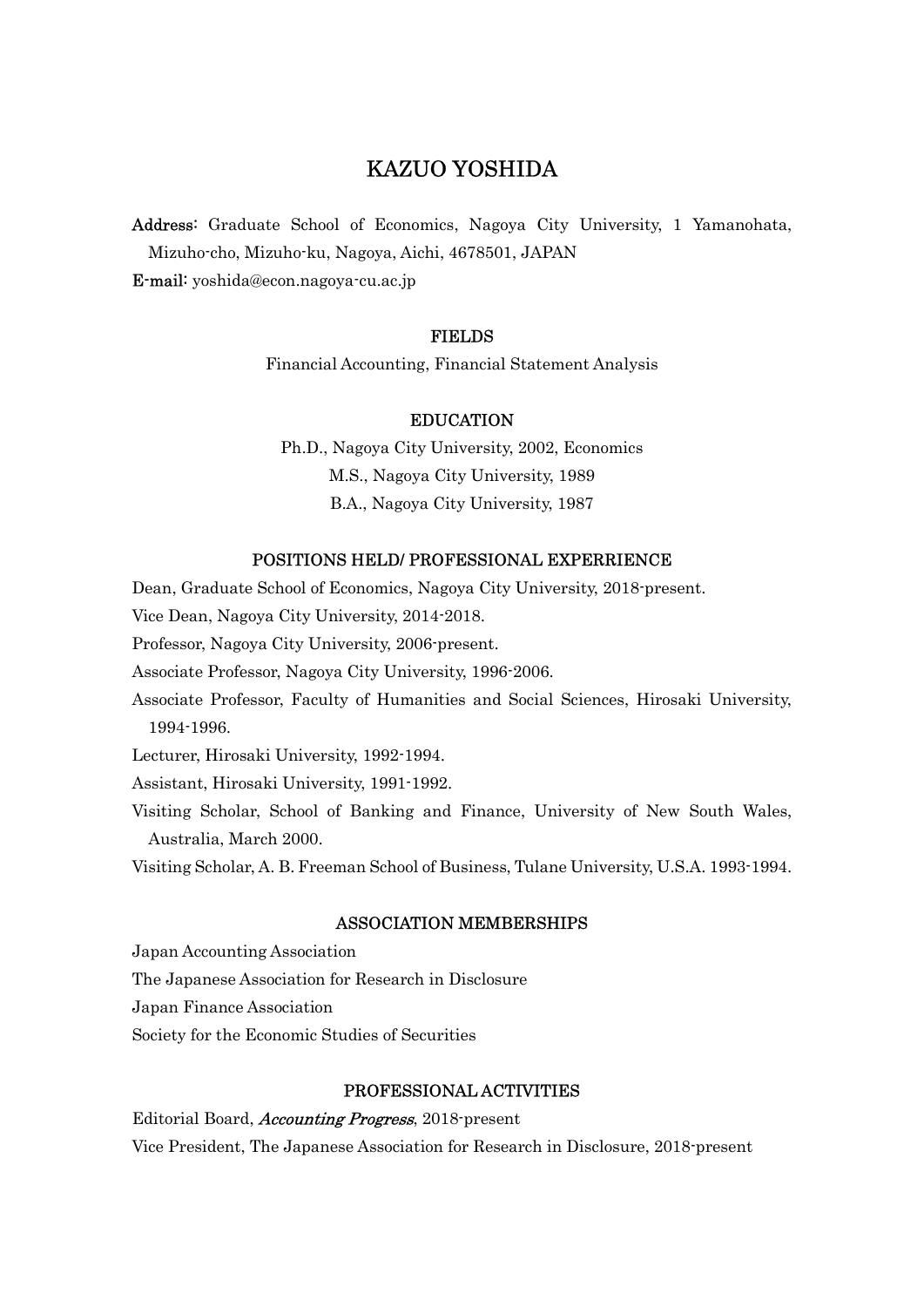# KAZUO YOSHIDA

**Address:** Graduate School of Economics, Nagoya City University, 1 Yamanohata, Mizuho-cho, Mizuho-ku, Nagoya, Aichi, 4678501, JAPAN

**E-mail:** yoshida@econ.nagoya-cu.ac.jp

## FIELDS

Financial Accounting, Financial Statement Analysis

## EDUCATION

Ph.D., Nagoya City University, 2002, Economics

M.S., Nagoya City University, 1989

B.A., Nagoya City University, 1987

## POSITIONS HELD/ PROFESSIONAL EXPERRIENCE

Dean, Graduate School of Economics, Nagoya City University, 2018-present.

Vice Dean, Nagoya City University, 2014-2018.

Professor, Nagoya City University, 2006-present.

Associate Professor, Nagoya City University, 1996-2006.

Associate Professor, Faculty of Humanities and Social Sciences, Hirosaki University, 1994-1996.

Lecturer, Hirosaki University, 1992-1994.

Assistant, Hirosaki University, 1991-1992.

Visiting Scholar, School of Banking and Finance, University of New South Wales, Australia, March 2000.

Visiting Scholar, A. B. Freeman School of Business, Tulane University, U.S.A. 1993-1994.

## ASSOCIATION MEMBERSHIPS

Japan Accounting Association

The Japanese Association for Research in Disclosure

Japan Finance Association

Society for the Economic Studies of Securities

## PROFESSIONAL ACTIVITIES

Editorial Board, *Accounting Progress*, 2018-present

Vice President, The Japanese Association for Research in Disclosure, 2018-present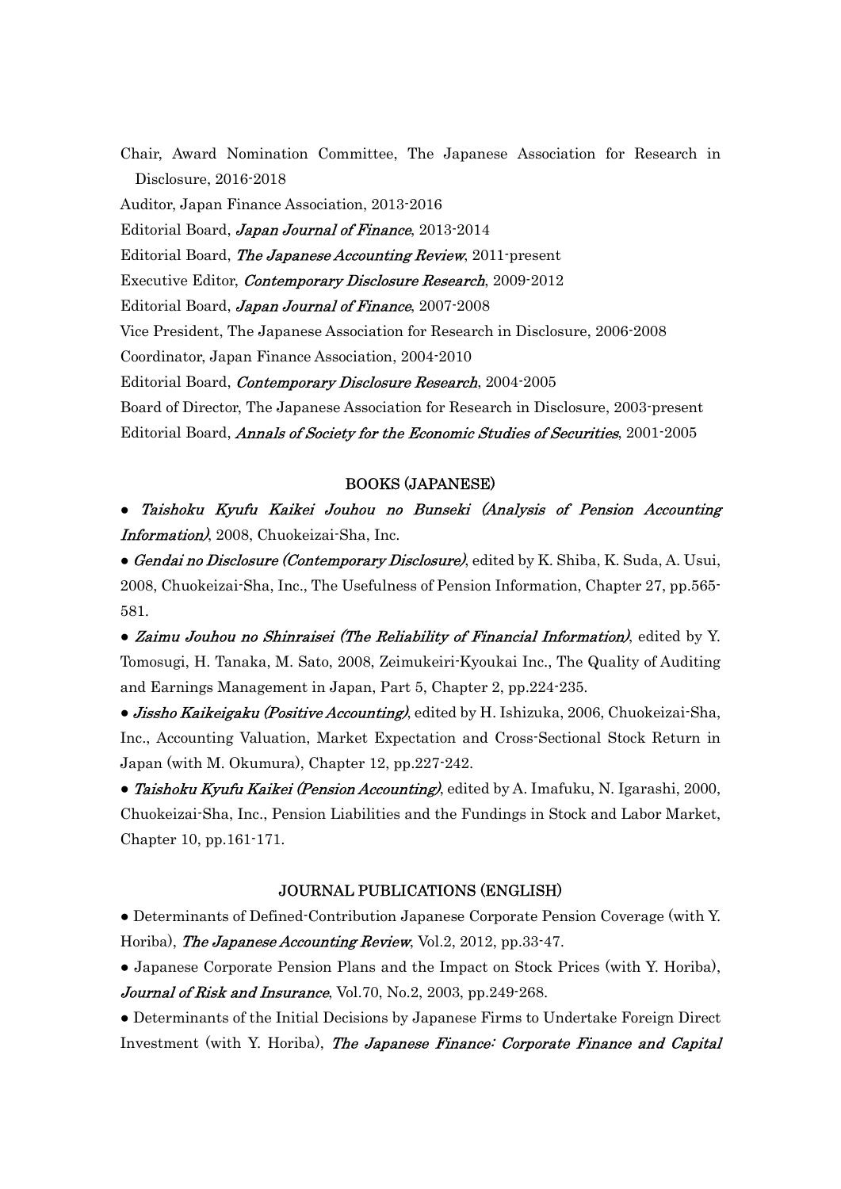Chair, Award Nomination Committee, The Japanese Association for Research in Disclosure, 2016-2018

Auditor, Japan Finance Association, 2013-2016

Editorial Board, *Japan Journal of Finance*, 2013-2014

Editorial Board, *The Japanese Accounting Review*, 2011-present

Executive Editor, *Contemporary Disclosure Research*, 2009-2012

Editorial Board, *Japan Journal of Finance*, 2007-2008

Vice President, The Japanese Association for Research in Disclosure, 2006-2008

Coordinator, Japan Finance Association, 2004-2010

Editorial Board, *Contemporary Disclosure Research*, 2004-2005

Board of Director, The Japanese Association for Research in Disclosure, 2003-present

Editorial Board, *Annals of Society for the Economic Studies of Securities*, 2001-2005

## BOOKS (JAPANESE)

- *Taishoku Kyufu Kaikei Jouhou no Bunseki (Analysis of Pension Accounting Information)*, 2008, Chuokeizai-Sha, Inc.
- *Gendai no Disclosure (Contemporary Disclosure)*, edited by K. Shiba, K. Suda, A. Usui, 2008, Chuokeizai-Sha, Inc., The Usefulness of Pension Information, Chapter 27, pp.565-581.
- *Zaimu Jouhou no Shinraisei (The Reliability of Financial Information)*, edited by Y. Tomosugi, H. Tanaka, M. Sato, 2008, Zeimukeiri-Kyoukai Inc., The Quality of Auditing and Earnings Management in Japan, Part 5, Chapter 2, pp.224-235.
- *Jissho Kaikeigaku (Positive Accounting)*, edited by H. Ishizuka, 2006, Chuokeizai-Sha, Inc., Accounting Valuation, Market Expectation and Cross-Sectional Stock Return in Japan (with M. Okumura), Chapter 12, pp.227-242.
- *Taishoku Kyufu Kaikei (Pension Accounting)*, edited by A. Imafuku, N. Igarashi, 2000, Chuokeizai-Sha, Inc., Pension Liabilities and the Fundings in Stock and Labor Market, Chapter 10, pp.161-171.

## JOURNAL PUBLICATIONS (ENGLISH)

- Determinants of Defined-Contribution Japanese Corporate Pension Coverage (with Y. Horiba), *The Japanese Accounting Review*, Vol.2, 2012, pp.33-47.
- Japanese Corporate Pension Plans and the Impact on Stock Prices (with Y. Horiba), *Journal of Risk and Insurance*, Vol.70, No.2, 2003, pp.249-268.
- Determinants of the Initial Decisions by Japanese Firms to Undertake Foreign Direct Investment (with Y. Horiba), *The Japanese Finance: Corporate Finance and Capital*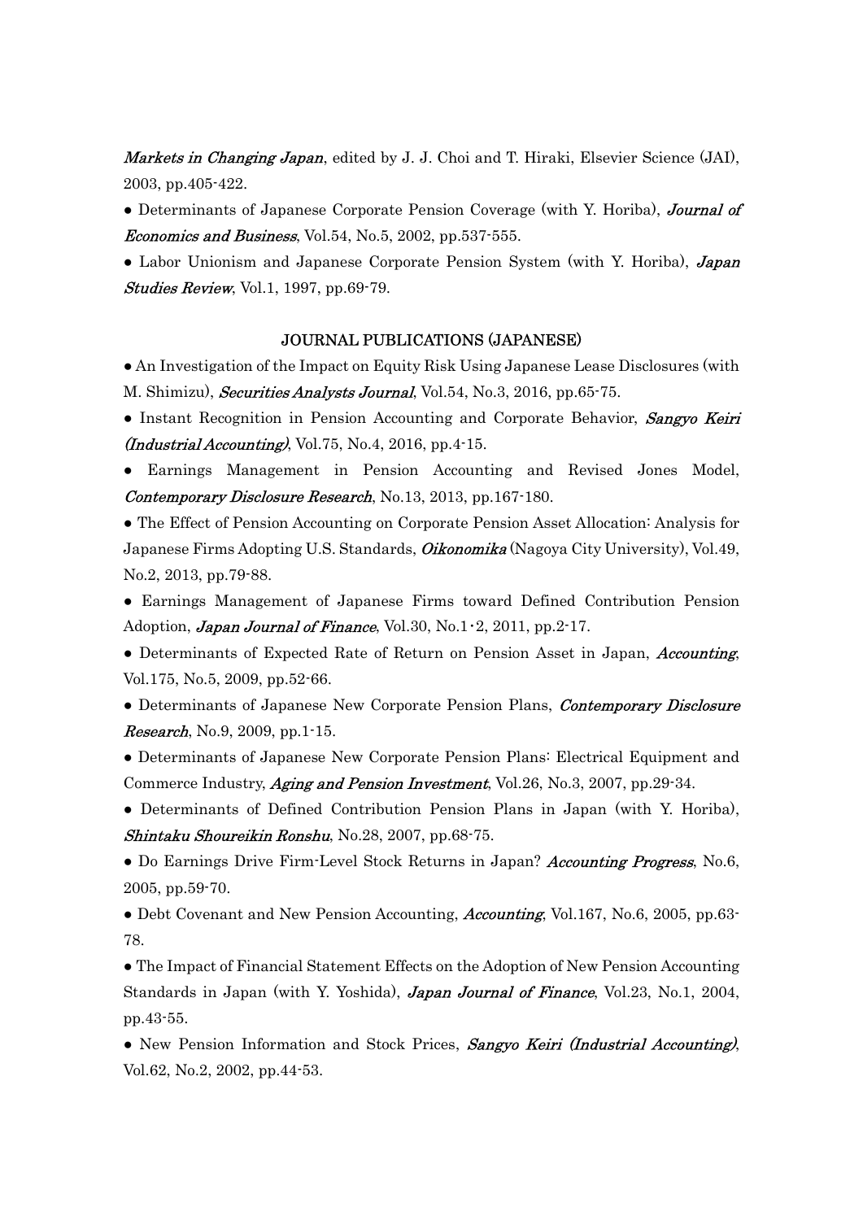*Markets in Changing Japan*, edited by J. J. Choi and T. Hiraki, Elsevier Science (JAI), 2003, pp.405-422.

- Determinants of Japanese Corporate Pension Coverage (with Y. Horiba), *Journal of Economics and Business*, Vol.54, No.5, 2002, pp.537-555.
- Labor Unionism and Japanese Corporate Pension System (with Y. Horiba), *Japan Studies Review*, Vol.1, 1997, pp.69-79.

## JOURNAL PUBLICATIONS (JAPANESE)

- An Investigation of the Impact on Equity Risk Using Japanese Lease Disclosures (with M. Shimizu), *Securities Analysts Journal*, Vol.54, No.3, 2016, pp.65-75.
- Instant Recognition in Pension Accounting and Corporate Behavior, *Sangyo Keiri (Industrial Accounting)*, Vol.75, No.4, 2016, pp.4-15.
- Earnings Management in Pension Accounting and Revised Jones Model, *Contemporary Disclosure Research*, No.13, 2013, pp.167-180.
- The Effect of Pension Accounting on Corporate Pension Asset Allocation: Analysis for Japanese Firms Adopting U.S. Standards, *Oikonomika* (Nagoya City University), Vol.49, No.2, 2013, pp.79-88.
- Earnings Management of Japanese Firms toward Defined Contribution Pension Adoption, *Japan Journal of Finance*, Vol.30, No.1・2, 2011, pp.2-17.
- Determinants of Expected Rate of Return on Pension Asset in Japan, *Accounting*, Vol.175, No.5, 2009, pp.52-66.
- Determinants of Japanese New Corporate Pension Plans, *Contemporary Disclosure Research*, No.9, 2009, pp.1-15.
- Determinants of Japanese New Corporate Pension Plans: Electrical Equipment and Commerce Industry, *Aging and Pension Investment*, Vol.26, No.3, 2007, pp.29-34.
- Determinants of Defined Contribution Pension Plans in Japan (with Y. Horiba), *Shintaku Shoureikin Ronshu*, No.28, 2007, pp.68-75.
- Do Earnings Drive Firm-Level Stock Returns in Japan? *Accounting Progress*, No.6, 2005, pp.59-70.
- Debt Covenant and New Pension Accounting, *Accounting*, Vol.167, No.6, 2005, pp.63-78.
- The Impact of Financial Statement Effects on the Adoption of New Pension Accounting Standards in Japan (with Y. Yoshida), *Japan Journal of Finance*, Vol.23, No.1, 2004, pp.43-55.
- New Pension Information and Stock Prices, *Sangyo Keiri (Industrial Accounting)*, Vol.62, No.2, 2002, pp.44-53.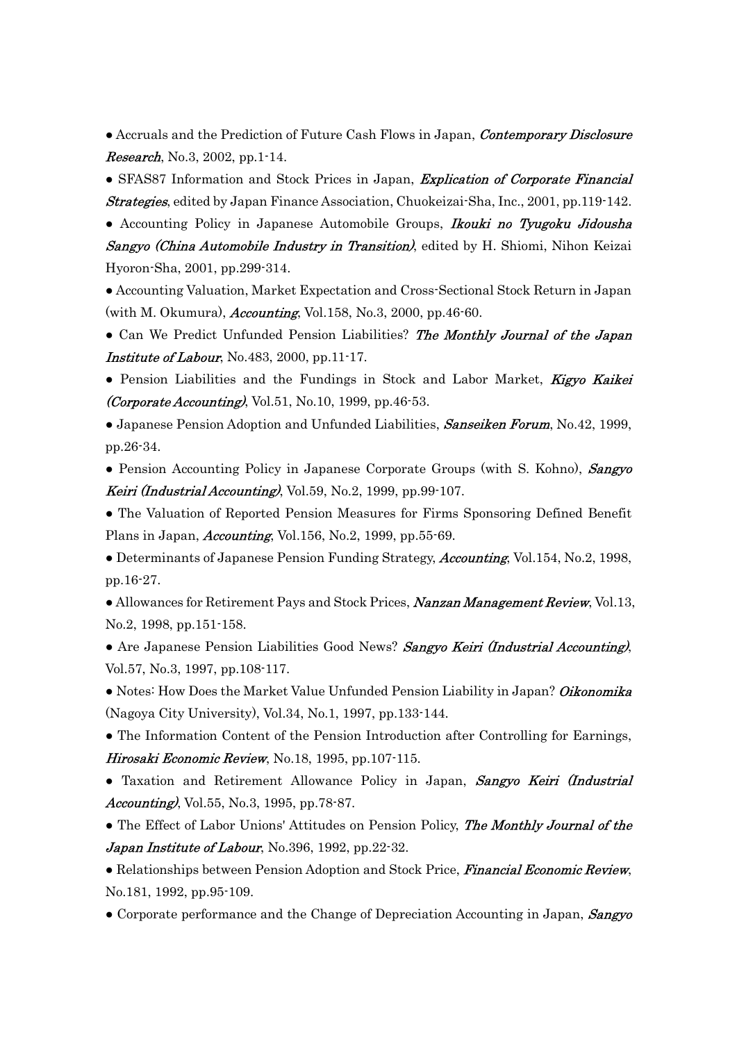- Accruals and the Prediction of Future Cash Flows in Japan, *Contemporary Disclosure Research*, No.3, 2002, pp.1-14.
- SFAS87 Information and Stock Prices in Japan, *Explication of Corporate Financial Strategies*, edited by Japan Finance Association, Chuokeizai-Sha, Inc., 2001, pp.119-142.
- Accounting Policy in Japanese Automobile Groups, *Ikouki no Tyugoku Jidousha Sangyo (China Automobile Industry in Transition)*, edited by H. Shiomi, Nihon Keizai Hyoron-Sha, 2001, pp.299-314.
- Accounting Valuation, Market Expectation and Cross-Sectional Stock Return in Japan (with M. Okumura), *Accounting*, Vol.158, No.3, 2000, pp.46-60.
- Can We Predict Unfunded Pension Liabilities? *The Monthly Journal of the Japan Institute of Labour*, No.483, 2000, pp.11-17.
- Pension Liabilities and the Fundings in Stock and Labor Market, *Kigyo Kaikei (Corporate Accounting)*, Vol.51, No.10, 1999, pp.46-53.
- Japanese Pension Adoption and Unfunded Liabilities, *Sanseiken Forum*, No.42, 1999, pp.26-34.
- Pension Accounting Policy in Japanese Corporate Groups (with S. Kohno), *Sangyo Keiri (Industrial Accounting)*, Vol.59, No.2, 1999, pp.99-107.
- The Valuation of Reported Pension Measures for Firms Sponsoring Defined Benefit Plans in Japan, *Accounting*, Vol.156, No.2, 1999, pp.55-69.
- Determinants of Japanese Pension Funding Strategy, *Accounting*, Vol.154, No.2, 1998, pp.16-27.
- Allowances for Retirement Pays and Stock Prices, *Nanzan Management Review*, Vol.13, No.2, 1998, pp.151-158.
- Are Japanese Pension Liabilities Good News? *Sangyo Keiri (Industrial Accounting)*, Vol.57, No.3, 1997, pp.108-117.
- Notes: How Does the Market Value Unfunded Pension Liability in Japan? *Oikonomika* (Nagoya City University), Vol.34, No.1, 1997, pp.133-144.
- The Information Content of the Pension Introduction after Controlling for Earnings, *Hirosaki Economic Review*, No.18, 1995, pp.107-115.
- Taxation and Retirement Allowance Policy in Japan, *Sangyo Keiri (Industrial Accounting)*, Vol.55, No.3, 1995, pp.78-87.
- The Effect of Labor Unions' Attitudes on Pension Policy, *The Monthly Journal of the Japan Institute of Labour*, No.396, 1992, pp.22-32.
- Relationships between Pension Adoption and Stock Price, *Financial Economic Review*, No.181, 1992, pp.95-109.
- Corporate performance and the Change of Depreciation Accounting in Japan, *Sangyo*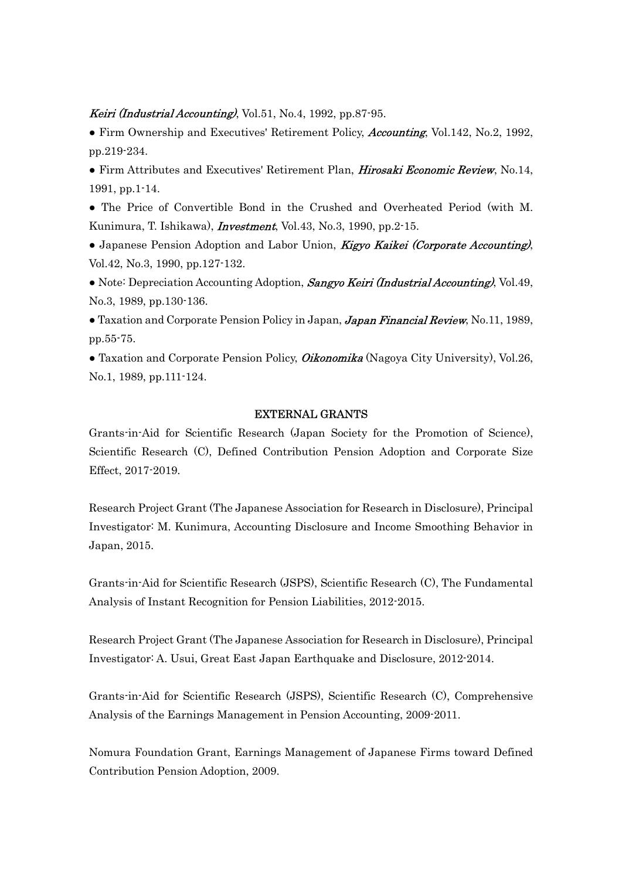*Keiri (Industrial Accounting)*, Vol.51, No.4, 1992, pp.87-95.

- Firm Ownership and Executives' Retirement Policy, *Accounting*, Vol.142, No.2, 1992, pp.219-234.
- Firm Attributes and Executives' Retirement Plan, *Hirosaki Economic Review*, No.14, 1991, pp.1-14.
- The Price of Convertible Bond in the Crushed and Overheated Period (with M. Kunimura, T. Ishikawa), *Investment*, Vol.43, No.3, 1990, pp.2-15.
- Japanese Pension Adoption and Labor Union, *Kigyo Kaikei (Corporate Accounting)*, Vol.42, No.3, 1990, pp.127-132.
- Note: Depreciation Accounting Adoption, *Sangyo Keiri (Industrial Accounting)*, Vol.49, No.3, 1989, pp.130-136.
- Taxation and Corporate Pension Policy in Japan, *Japan Financial Review*, No.11, 1989, pp.55-75.
- Taxation and Corporate Pension Policy, *Oikonomika* (Nagoya City University), Vol.26, No.1, 1989, pp.111-124.

## EXTERNAL GRANTS

Grants-in-Aid for Scientific Research (Japan Society for the Promotion of Science), Scientific Research (C), Defined Contribution Pension Adoption and Corporate Size Effect, 2017-2019.

Research Project Grant (The Japanese Association for Research in Disclosure), Principal Investigator: M. Kunimura, Accounting Disclosure and Income Smoothing Behavior in Japan, 2015.

Grants-in-Aid for Scientific Research (JSPS), Scientific Research (C), The Fundamental Analysis of Instant Recognition for Pension Liabilities, 2012-2015.

Research Project Grant (The Japanese Association for Research in Disclosure), Principal Investigator: A. Usui, Great East Japan Earthquake and Disclosure, 2012-2014.

Grants-in-Aid for Scientific Research (JSPS), Scientific Research (C), Comprehensive Analysis of the Earnings Management in Pension Accounting, 2009-2011.

Nomura Foundation Grant, Earnings Management of Japanese Firms toward Defined Contribution Pension Adoption, 2009.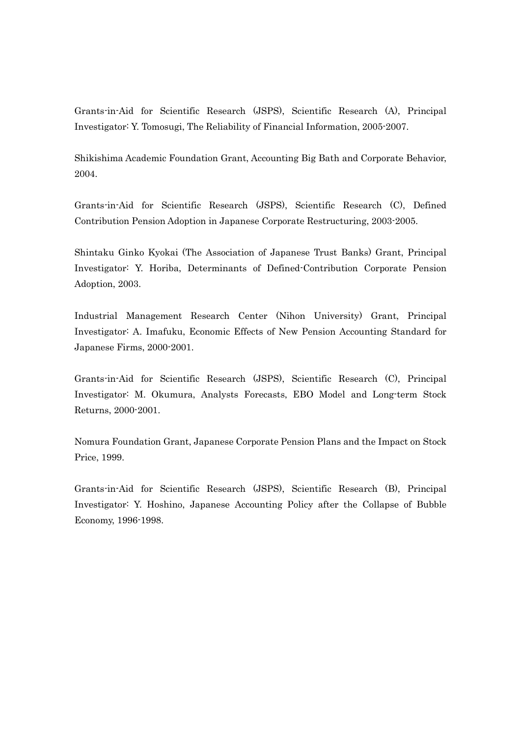Grants-in-Aid for Scientific Research (JSPS), Scientific Research (A), Principal Investigator: Y. Tomosugi, The Reliability of Financial Information, 2005-2007.

Shikishima Academic Foundation Grant, Accounting Big Bath and Corporate Behavior, 2004.

Grants-in-Aid for Scientific Research (JSPS), Scientific Research (C), Defined Contribution Pension Adoption in Japanese Corporate Restructuring, 2003-2005.

Shintaku Ginko Kyokai (The Association of Japanese Trust Banks) Grant, Principal Investigator: Y. Horiba, Determinants of Defined-Contribution Corporate Pension Adoption, 2003.

Industrial Management Research Center (Nihon University) Grant, Principal Investigator: A. Imafuku, Economic Effects of New Pension Accounting Standard for Japanese Firms, 2000-2001.

Grants-in-Aid for Scientific Research (JSPS), Scientific Research (C), Principal Investigator: M. Okumura, Analysts Forecasts, EBO Model and Long-term Stock Returns, 2000-2001.

Nomura Foundation Grant, Japanese Corporate Pension Plans and the Impact on Stock Price, 1999.

Grants-in-Aid for Scientific Research (JSPS), Scientific Research (B), Principal Investigator: Y. Hoshino, Japanese Accounting Policy after the Collapse of Bubble Economy, 1996-1998.